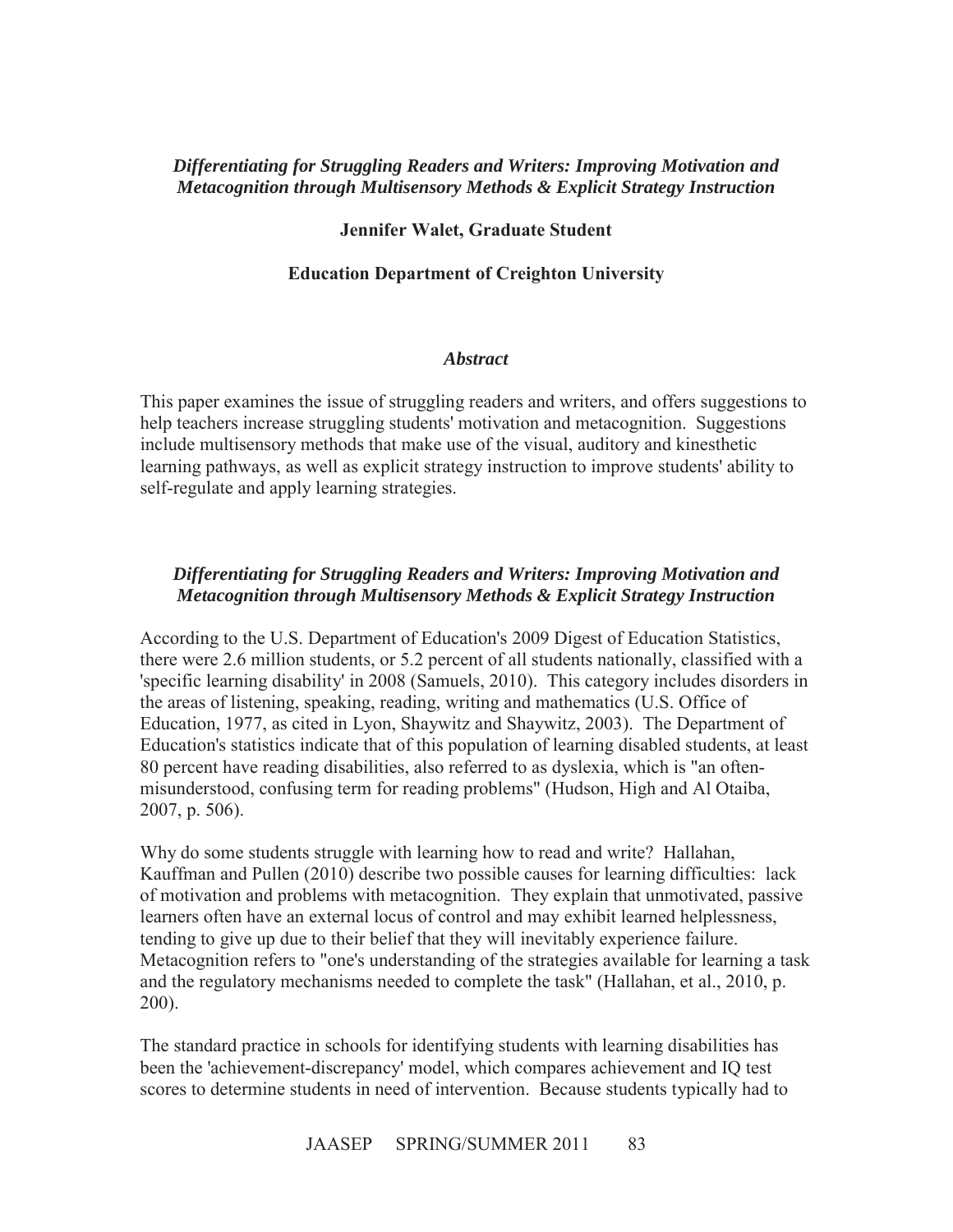# *Differentiating for Struggling Readers and Writers: Improving Motivation and Metacognition through Multisensory Methods & Explicit Strategy Instruction*

**Jennifer Walet, Graduate Student**

**Education Department of Creighton University**

### *Abstract*

This paper examines the issue of struggling readers and writers, and offers suggestions to help teachers increase struggling students' motivation and metacognition. Suggestions include multisensory methods that make use of the visual, auditory and kinesthetic learning pathways, as well as explicit strategy instruction to improve students' ability to self-regulate and apply learning strategies.

## *Differentiating for Struggling Readers and Writers: Improving Motivation and Metacognition through Multisensory Methods & Explicit Strategy Instruction*

According to the U.S. Department of Education's 2009 Digest of Education Statistics, there were 2.6 million students, or 5.2 percent of all students nationally, classified with a 'specific learning disability' in 2008 (Samuels, 2010). This category includes disorders in the areas of listening, speaking, reading, writing and mathematics (U.S. Office of Education, 1977, as cited in Lyon, Shaywitz and Shaywitz, 2003). The Department of Education's statistics indicate that of this population of learning disabled students, at least 80 percent have reading disabilities, also referred to as dyslexia, which is "an often-misunderstood, confusing term for reading problems" (Hudson, High and Al Otaiba, 2007, p. 506).

Why do some students struggle with learning how to read and write? Hallahan, Kauffman and Pullen (2010) describe two possible causes for learning difficulties: lack of motivation and problems with metacognition. They explain that unmotivated, passive learners often have an external locus of control and may exhibit learned helplessness, tending to give up due to their belief that they will inevitably experience failure. Metacognition refers to "one's understanding of the strategies available for learning a task and the regulatory mechanisms needed to complete the task" (Hallahan, et al., 2010, p. 200).

The standard practice in schools for identifying students with learning disabilities has been the 'achievement-discrepancy' model, which compares achievement and IQ test scores to determine students in need of intervention. Because students typically had to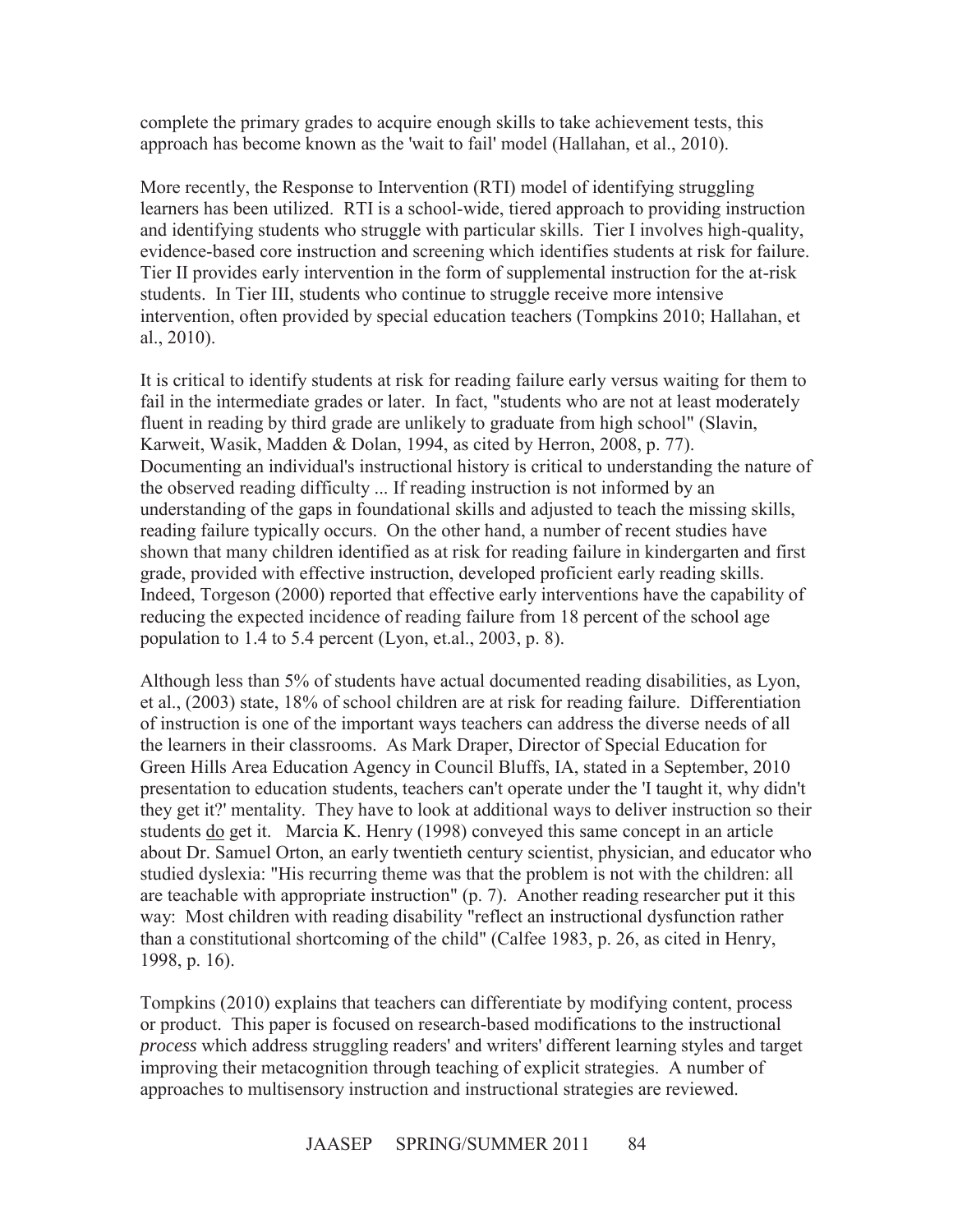complete the primary grades to acquire enough skills to take achievement tests, this approach has become known as the 'wait to fail' model (Hallahan, et al., 2010).

More recently, the Response to Intervention (RTI) model of identifying struggling learners has been utilized. RTI is a school-wide, tiered approach to providing instruction and identifying students who struggle with particular skills. Tier I involves high-quality, evidence-based core instruction and screening which identifies students at risk for failure. Tier II provides early intervention in the form of supplemental instruction for the at-risk students. In Tier III, students who continue to struggle receive more intensive intervention, often provided by special education teachers (Tompkins 2010; Hallahan, et al., 2010).

It is critical to identify students at risk for reading failure early versus waiting for them to fail in the intermediate grades or later. In fact, "students who are not at least moderately fluent in reading by third grade are unlikely to graduate from high school" (Slavin, Karweit, Wasik, Madden & Dolan, 1994, as cited by Herron, 2008, p. 77). Documenting an individual's instructional history is critical to understanding the nature of the observed reading difficulty ... If reading instruction is not informed by an understanding of the gaps in foundational skills and adjusted to teach the missing skills, reading failure typically occurs. On the other hand, a number of recent studies have shown that many children identified as at risk for reading failure in kindergarten and first grade, provided with effective instruction, developed proficient early reading skills. Indeed, Torgeson (2000) reported that effective early interventions have the capability of reducing the expected incidence of reading failure from 18 percent of the school age population to 1.4 to 5.4 percent (Lyon, et.al., 2003, p. 8).

Although less than 5% of students have actual documented reading disabilities, as Lyon, et al., (2003) state, 18% of school children are at risk for reading failure. Differentiation of instruction is one of the important ways teachers can address the diverse needs of all the learners in their classrooms. As Mark Draper, Director of Special Education for Green Hills Area Education Agency in Council Bluffs, IA, stated in a September, 2010 presentation to education students, teachers can't operate under the 'I taught it, why didn't they get it?' mentality. They have to look at additional ways to deliver instruction so their students do get it. Marcia K. Henry (1998) conveyed this same concept in an article about Dr. Samuel Orton, an early twentieth century scientist, physician, and educator who studied dyslexia: "His recurring theme was that the problem is not with the children: all are teachable with appropriate instruction" (p. 7). Another reading researcher put it this way: Most children with reading disability "reflect an instructional dysfunction rather than a constitutional shortcoming of the child" (Calfee 1983, p. 26, as cited in Henry, 1998, p. 16).

Tompkins (2010) explains that teachers can differentiate by modifying content, process or product. This paper is focused on research-based modifications to the instructional *process* which address struggling readers' and writers' different learning styles and target improving their metacognition through teaching of explicit strategies. A number of approaches to multisensory instruction and instructional strategies are reviewed.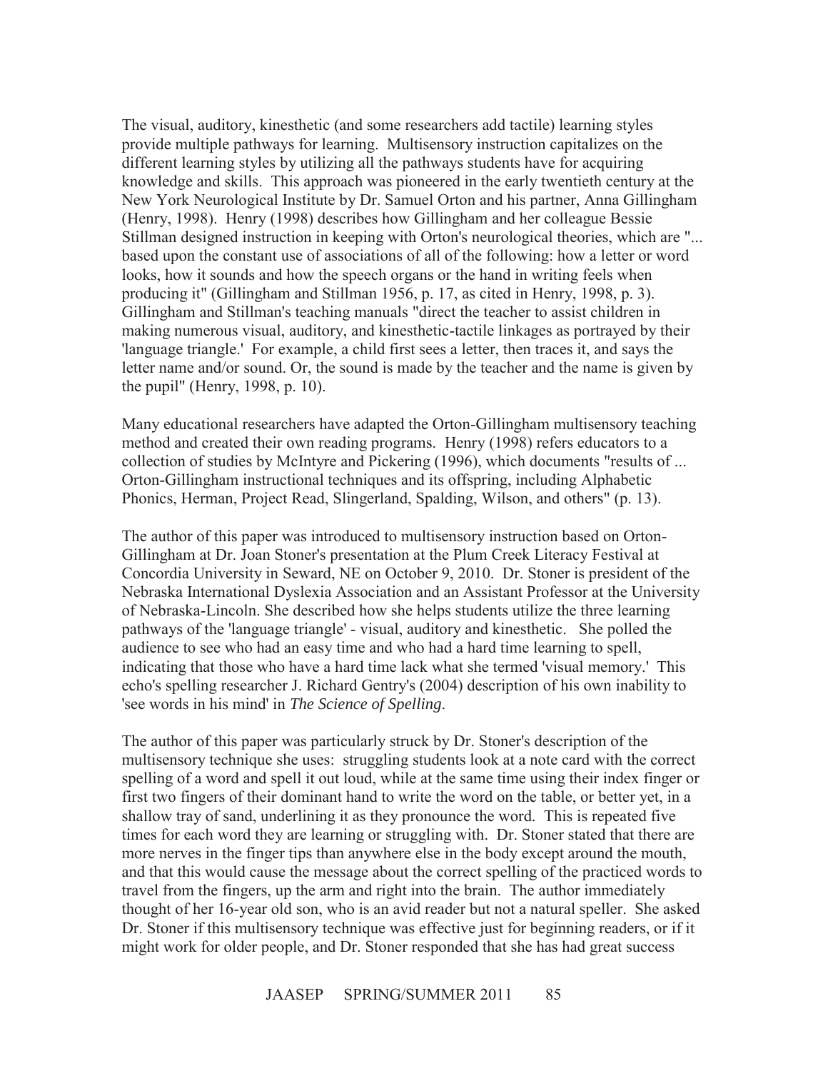The visual, auditory, kinesthetic (and some researchers add tactile) learning styles provide multiple pathways for learning. Multisensory instruction capitalizes on the different learning styles by utilizing all the pathways students have for acquiring knowledge and skills. This approach was pioneered in the early twentieth century at the New York Neurological Institute by Dr. Samuel Orton and his partner, Anna Gillingham (Henry, 1998). Henry (1998) describes how Gillingham and her colleague Bessie Stillman designed instruction in keeping with Orton's neurological theories, which are "... based upon the constant use of associations of all of the following: how a letter or word looks, how it sounds and how the speech organs or the hand in writing feels when producing it" (Gillingham and Stillman 1956, p. 17, as cited in Henry, 1998, p. 3). Gillingham and Stillman's teaching manuals "direct the teacher to assist children in making numerous visual, auditory, and kinesthetic-tactile linkages as portrayed by their 'language triangle.' For example, a child first sees a letter, then traces it, and says the letter name and/or sound. Or, the sound is made by the teacher and the name is given by the pupil" (Henry, 1998, p. 10).

Many educational researchers have adapted the Orton-Gillingham multisensory teaching method and created their own reading programs. Henry (1998) refers educators to a collection of studies by McIntyre and Pickering (1996), which documents "results of ... Orton-Gillingham instructional techniques and its offspring, including Alphabetic Phonics, Herman, Project Read, Slingerland, Spalding, Wilson, and others" (p. 13).

The author of this paper was introduced to multisensory instruction based on Orton-Gillingham at Dr. Joan Stoner's presentation at the Plum Creek Literacy Festival at Concordia University in Seward, NE on October 9, 2010. Dr. Stoner is president of the Nebraska International Dyslexia Association and an Assistant Professor at the University of Nebraska-Lincoln. She described how she helps students utilize the three learning pathways of the 'language triangle' - visual, auditory and kinesthetic. She polled the audience to see who had an easy time and who had a hard time learning to spell, indicating that those who have a hard time lack what she termed 'visual memory.' This echo's spelling researcher J. Richard Gentry's (2004) description of his own inability to 'see words in his mind' in *The Science of Spelling*.

The author of this paper was particularly struck by Dr. Stoner's description of the multisensory technique she uses: struggling students look at a note card with the correct spelling of a word and spell it out loud, while at the same time using their index finger or first two fingers of their dominant hand to write the word on the table, or better yet, in a shallow tray of sand, underlining it as they pronounce the word. This is repeated five times for each word they are learning or struggling with. Dr. Stoner stated that there are more nerves in the finger tips than anywhere else in the body except around the mouth, and that this would cause the message about the correct spelling of the practiced words to travel from the fingers, up the arm and right into the brain. The author immediately thought of her 16-year old son, who is an avid reader but not a natural speller. She asked Dr. Stoner if this multisensory technique was effective just for beginning readers, or if it might work for older people, and Dr. Stoner responded that she has had great success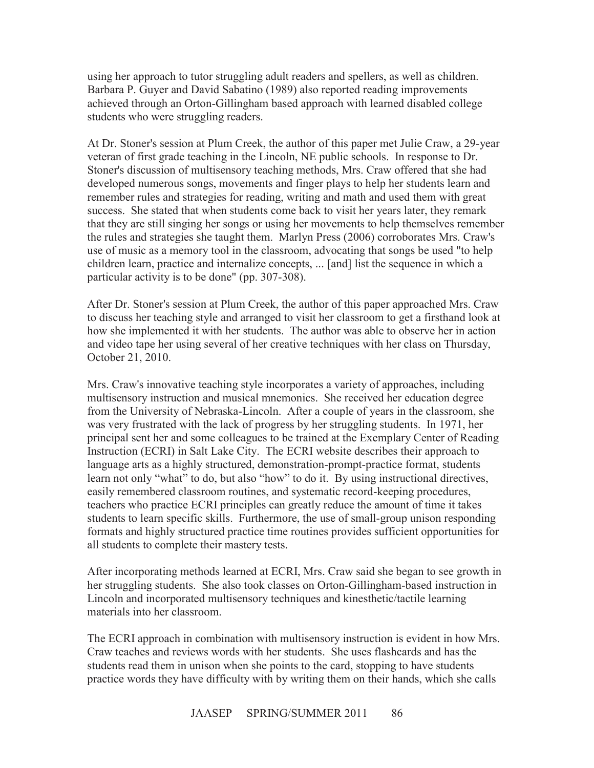using her approach to tutor struggling adult readers and spellers, as well as children. Barbara P. Guyer and David Sabatino (1989) also reported reading improvements achieved through an Orton-Gillingham based approach with learned disabled college students who were struggling readers.

At Dr. Stoner's session at Plum Creek, the author of this paper met Julie Craw, a 29-year veteran of first grade teaching in the Lincoln, NE public schools. In response to Dr. Stoner's discussion of multisensory teaching methods, Mrs. Craw offered that she had developed numerous songs, movements and finger plays to help her students learn and remember rules and strategies for reading, writing and math and used them with great success. She stated that when students come back to visit her years later, they remark that they are still singing her songs or using her movements to help themselves remember the rules and strategies she taught them. Marlyn Press (2006) corroborates Mrs. Craw's use of music as a memory tool in the classroom, advocating that songs be used "to help children learn, practice and internalize concepts, ... [and] list the sequence in which a particular activity is to be done" (pp. 307-308).

After Dr. Stoner's session at Plum Creek, the author of this paper approached Mrs. Craw to discuss her teaching style and arranged to visit her classroom to get a firsthand look at how she implemented it with her students. The author was able to observe her in action and video tape her using several of her creative techniques with her class on Thursday, October 21, 2010.

Mrs. Craw's innovative teaching style incorporates a variety of approaches, including multisensory instruction and musical mnemonics. She received her education degree from the University of Nebraska-Lincoln. After a couple of years in the classroom, she was very frustrated with the lack of progress by her struggling students. In 1971, her principal sent her and some colleagues to be trained at the Exemplary Center of Reading Instruction (ECRI) in Salt Lake City. The ECRI website describes their approach to language arts as a highly structured, demonstration-prompt-practice format, students learn not only "what" to do, but also "how" to do it. By using instructional directives, easily remembered classroom routines, and systematic record-keeping procedures, teachers who practice ECRI principles can greatly reduce the amount of time it takes students to learn specific skills. Furthermore, the use of small-group unison responding formats and highly structured practice time routines provides sufficient opportunities for all students to complete their mastery tests.

After incorporating methods learned at ECRI, Mrs. Craw said she began to see growth in her struggling students. She also took classes on Orton-Gillingham-based instruction in Lincoln and incorporated multisensory techniques and kinesthetic/tactile learning materials into her classroom.

The ECRI approach in combination with multisensory instruction is evident in how Mrs. Craw teaches and reviews words with her students. She uses flashcards and has the students read them in unison when she points to the card, stopping to have students practice words they have difficulty with by writing them on their hands, which she calls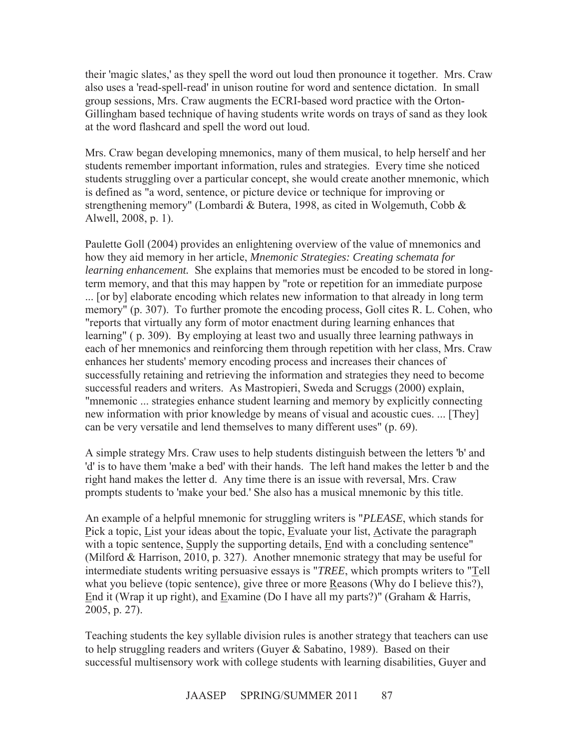their 'magic slates,' as they spell the word out loud then pronounce it together. Mrs. Craw also uses a 'read-spell-read' in unison routine for word and sentence dictation. In small group sessions, Mrs. Craw augments the ECRI-based word practice with the Orton-Gillingham based technique of having students write words on trays of sand as they look at the word flashcard and spell the word out loud.

Mrs. Craw began developing mnemonics, many of them musical, to help herself and her students remember important information, rules and strategies. Every time she noticed students struggling over a particular concept, she would create another mnemonic, which is defined as "a word, sentence, or picture device or technique for improving or strengthening memory" (Lombardi & Butera, 1998, as cited in Wolgemuth, Cobb & Alwell, 2008, p. 1).

Paulette Goll (2004) provides an enlightening overview of the value of mnemonics and how they aid memory in her article, *Mnemonic Strategies: Creating schemata for learning enhancement.* She explains that memories must be encoded to be stored in long-term memory, and that this may happen by "rote or repetition for an immediate purpose ... [or by] elaborate encoding which relates new information to that already in long term memory" (p. 307). To further promote the encoding process, Goll cites R. L. Cohen, who "reports that virtually any form of motor enactment during learning enhances that learning" ( p. 309). By employing at least two and usually three learning pathways in each of her mnemonics and reinforcing them through repetition with her class, Mrs. Craw enhances her students' memory encoding process and increases their chances of successfully retaining and retrieving the information and strategies they need to become successful readers and writers. As Mastropieri, Sweda and Scruggs (2000) explain, "mnemonic ... strategies enhance student learning and memory by explicitly connecting new information with prior knowledge by means of visual and acoustic cues. ... [They] can be very versatile and lend themselves to many different uses" (p. 69).

A simple strategy Mrs. Craw uses to help students distinguish between the letters 'b' and 'd' is to have them 'make a bed' with their hands. The left hand makes the letter b and the right hand makes the letter d. Any time there is an issue with reversal, Mrs. Craw prompts students to 'make your bed.' She also has a musical mnemonic by this title.

An example of a helpful mnemonic for struggling writers is "*PLEASE*, which stands for Pick a topic, List your ideas about the topic, Evaluate your list, Activate the paragraph with a topic sentence, Supply the supporting details, End with a concluding sentence" (Milford & Harrison, 2010, p. 327). Another mnemonic strategy that may be useful for intermediate students writing persuasive essays is "*TREE*, which prompts writers to "Tell what you believe (topic sentence), give three or more Reasons (Why do I believe this?), End it (Wrap it up right), and Examine (Do I have all my parts?)" (Graham & Harris, 2005, p. 27).

Teaching students the key syllable division rules is another strategy that teachers can use to help struggling readers and writers (Guyer & Sabatino, 1989). Based on their successful multisensory work with college students with learning disabilities, Guyer and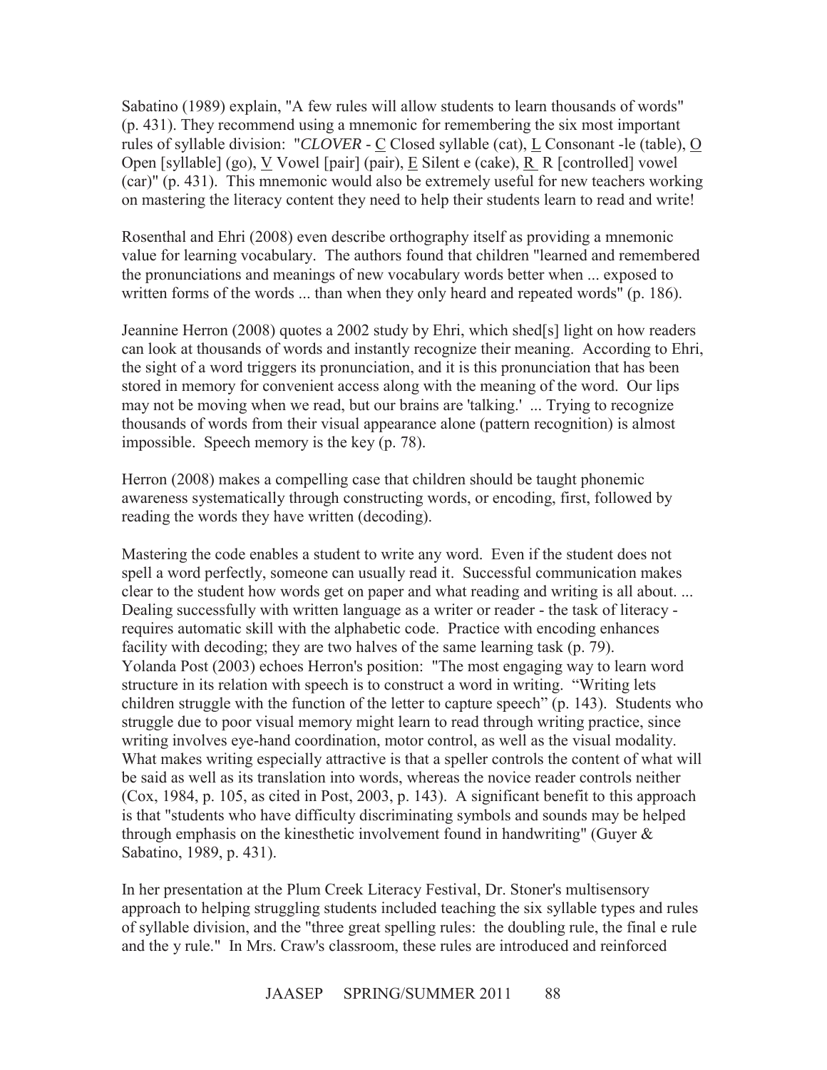Sabatino (1989) explain, "A few rules will allow students to learn thousands of words" (p. 431). They recommend using a mnemonic for remembering the six most important rules of syllable division: "*CLOVER* - C Closed syllable (cat), L Consonant -le (table), O Open [syllable] (go), V Vowel [pair] (pair), E Silent e (cake), R R [controlled] vowel (car)" (p. 431). This mnemonic would also be extremely useful for new teachers working on mastering the literacy content they need to help their students learn to read and write!

Rosenthal and Ehri (2008) even describe orthography itself as providing a mnemonic value for learning vocabulary. The authors found that children "learned and remembered the pronunciations and meanings of new vocabulary words better when ... exposed to written forms of the words ... than when they only heard and repeated words" (p. 186).

Jeannine Herron (2008) quotes a 2002 study by Ehri, which shed[s] light on how readers can look at thousands of words and instantly recognize their meaning. According to Ehri, the sight of a word triggers its pronunciation, and it is this pronunciation that has been stored in memory for convenient access along with the meaning of the word. Our lips may not be moving when we read, but our brains are 'talking.' ... Trying to recognize thousands of words from their visual appearance alone (pattern recognition) is almost impossible. Speech memory is the key (p. 78).

Herron (2008) makes a compelling case that children should be taught phonemic awareness systematically through constructing words, or encoding, first, followed by reading the words they have written (decoding).

Mastering the code enables a student to write any word. Even if the student does not spell a word perfectly, someone can usually read it. Successful communication makes clear to the student how words get on paper and what reading and writing is all about. ... Dealing successfully with written language as a writer or reader - the task of literacy - requires automatic skill with the alphabetic code. Practice with encoding enhances facility with decoding; they are two halves of the same learning task (p. 79).
Yolanda Post (2003) echoes Herron's position: "The most engaging way to learn word structure in its relation with speech is to construct a word in writing. "Writing lets children struggle with the function of the letter to capture speech" (p. 143). Students who struggle due to poor visual memory might learn to read through writing practice, since writing involves eye-hand coordination, motor control, as well as the visual modality. What makes writing especially attractive is that a speller controls the content of what will be said as well as its translation into words, whereas the novice reader controls neither (Cox, 1984, p. 105, as cited in Post, 2003, p. 143). A significant benefit to this approach is that "students who have difficulty discriminating symbols and sounds may be helped through emphasis on the kinesthetic involvement found in handwriting" (Guyer & Sabatino, 1989, p. 431).

In her presentation at the Plum Creek Literacy Festival, Dr. Stoner's multisensory approach to helping struggling students included teaching the six syllable types and rules of syllable division, and the "three great spelling rules: the doubling rule, the final e rule and the y rule." In Mrs. Craw's classroom, these rules are introduced and reinforced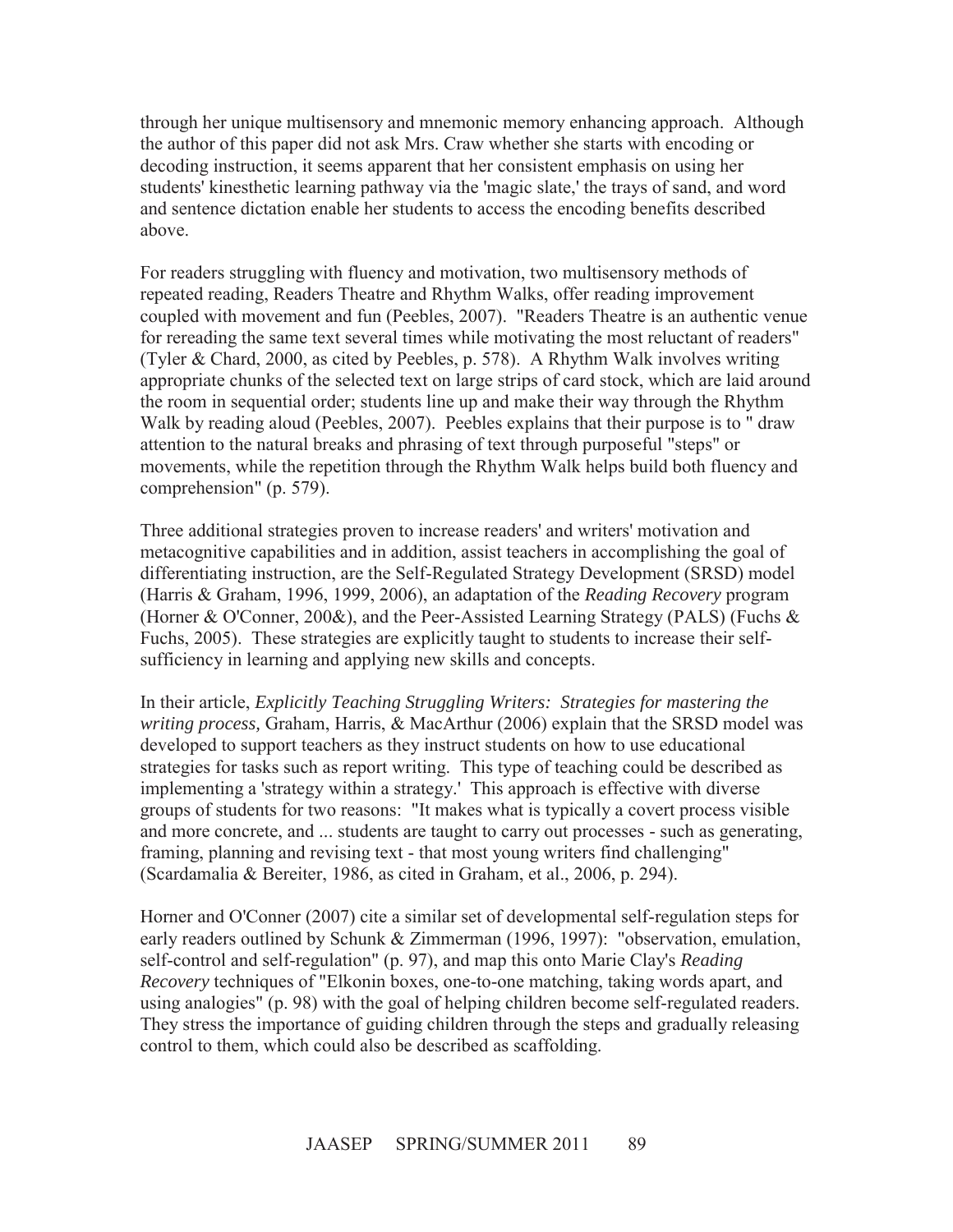through her unique multisensory and mnemonic memory enhancing approach. Although the author of this paper did not ask Mrs. Craw whether she starts with encoding or decoding instruction, it seems apparent that her consistent emphasis on using her students' kinesthetic learning pathway via the 'magic slate,' the trays of sand, and word and sentence dictation enable her students to access the encoding benefits described above.

For readers struggling with fluency and motivation, two multisensory methods of repeated reading, Readers Theatre and Rhythm Walks, offer reading improvement coupled with movement and fun (Peebles, 2007). "Readers Theatre is an authentic venue for rereading the same text several times while motivating the most reluctant of readers" (Tyler & Chard, 2000, as cited by Peebles, p. 578). A Rhythm Walk involves writing appropriate chunks of the selected text on large strips of card stock, which are laid around the room in sequential order; students line up and make their way through the Rhythm Walk by reading aloud (Peebles, 2007). Peebles explains that their purpose is to " draw attention to the natural breaks and phrasing of text through purposeful "steps" or movements, while the repetition through the Rhythm Walk helps build both fluency and comprehension" (p. 579).

Three additional strategies proven to increase readers' and writers' motivation and metacognitive capabilities and in addition, assist teachers in accomplishing the goal of differentiating instruction, are the Self-Regulated Strategy Development (SRSD) model (Harris & Graham, 1996, 1999, 2006), an adaptation of the *Reading Recovery* program (Horner & O'Conner, 200&), and the Peer-Assisted Learning Strategy (PALS) (Fuchs & Fuchs, 2005). These strategies are explicitly taught to students to increase their self-sufficiency in learning and applying new skills and concepts.

In their article, *Explicitly Teaching Struggling Writers: Strategies for mastering the writing process,* Graham, Harris, & MacArthur (2006) explain that the SRSD model was developed to support teachers as they instruct students on how to use educational strategies for tasks such as report writing. This type of teaching could be described as implementing a 'strategy within a strategy.' This approach is effective with diverse groups of students for two reasons: "It makes what is typically a covert process visible and more concrete, and ... students are taught to carry out processes - such as generating, framing, planning and revising text - that most young writers find challenging" (Scardamalia & Bereiter, 1986, as cited in Graham, et al., 2006, p. 294).

Horner and O'Conner (2007) cite a similar set of developmental self-regulation steps for early readers outlined by Schunk & Zimmerman (1996, 1997): "observation, emulation, self-control and self-regulation" (p. 97), and map this onto Marie Clay's *Reading Recovery* techniques of "Elkonin boxes, one-to-one matching, taking words apart, and using analogies" (p. 98) with the goal of helping children become self-regulated readers. They stress the importance of guiding children through the steps and gradually releasing control to them, which could also be described as scaffolding.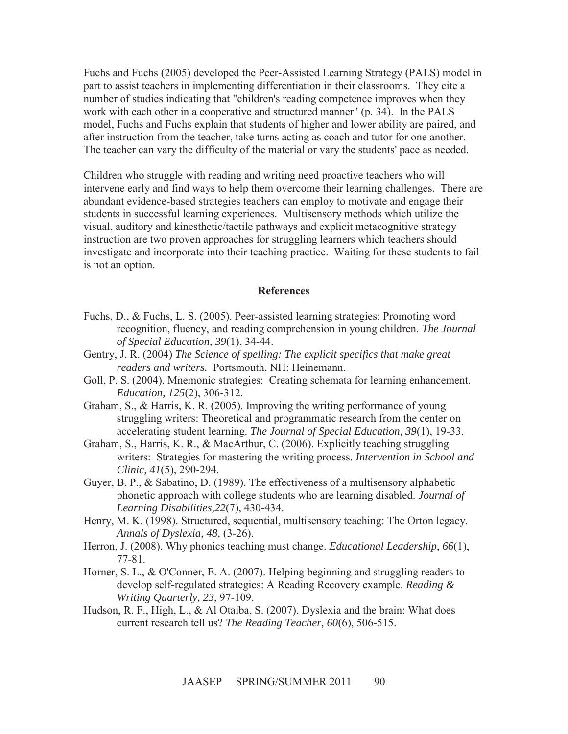Fuchs and Fuchs (2005) developed the Peer-Assisted Learning Strategy (PALS) model in part to assist teachers in implementing differentiation in their classrooms. They cite a number of studies indicating that "children's reading competence improves when they work with each other in a cooperative and structured manner" (p. 34). In the PALS model, Fuchs and Fuchs explain that students of higher and lower ability are paired, and after instruction from the teacher, take turns acting as coach and tutor for one another. The teacher can vary the difficulty of the material or vary the students' pace as needed.

Children who struggle with reading and writing need proactive teachers who will intervene early and find ways to help them overcome their learning challenges. There are abundant evidence-based strategies teachers can employ to motivate and engage their students in successful learning experiences. Multisensory methods which utilize the visual, auditory and kinesthetic/tactile pathways and explicit metacognitive strategy instruction are two proven approaches for struggling learners which teachers should investigate and incorporate into their teaching practice. Waiting for these students to fail is not an option.

## References

Fuchs, D., & Fuchs, L. S. (2005). Peer-assisted learning strategies: Promoting word recognition, fluency, and reading comprehension in young children. *The Journal of Special Education, 39*(1), 34-44.

Gentry, J. R. (2004) *The Science of spelling: The explicit specifics that make great readers and writers.* Portsmouth, NH: Heinemann.

Goll, P. S. (2004). Mnemonic strategies: Creating schemata for learning enhancement. *Education, 125*(2), 306-312.

Graham, S., & Harris, K. R. (2005). Improving the writing performance of young struggling writers: Theoretical and programmatic research from the center on accelerating student learning. *The Journal of Special Education, 39*(1), 19-33.

Graham, S., Harris, K. R., & MacArthur, C. (2006). Explicitly teaching struggling writers: Strategies for mastering the writing process. *Intervention in School and Clinic, 41*(5), 290-294.

Guyer, B. P., & Sabatino, D. (1989). The effectiveness of a multisensory alphabetic phonetic approach with college students who are learning disabled. *Journal of Learning Disabilities,22*(7), 430-434.

Henry, M. K. (1998). Structured, sequential, multisensory teaching: The Orton legacy. *Annals of Dyslexia, 48,* (3-26).

Herron, J. (2008). Why phonics teaching must change. *Educational Leadership*, *66*(1), 77-81.

Horner, S. L., & O'Conner, E. A. (2007). Helping beginning and struggling readers to develop self-regulated strategies: A Reading Recovery example. *Reading & Writing Quarterly, 23*, 97-109.

Hudson, R. F., High, L., & Al Otaiba, S. (2007). Dyslexia and the brain: What does current research tell us? *The Reading Teacher, 60*(6), 506-515.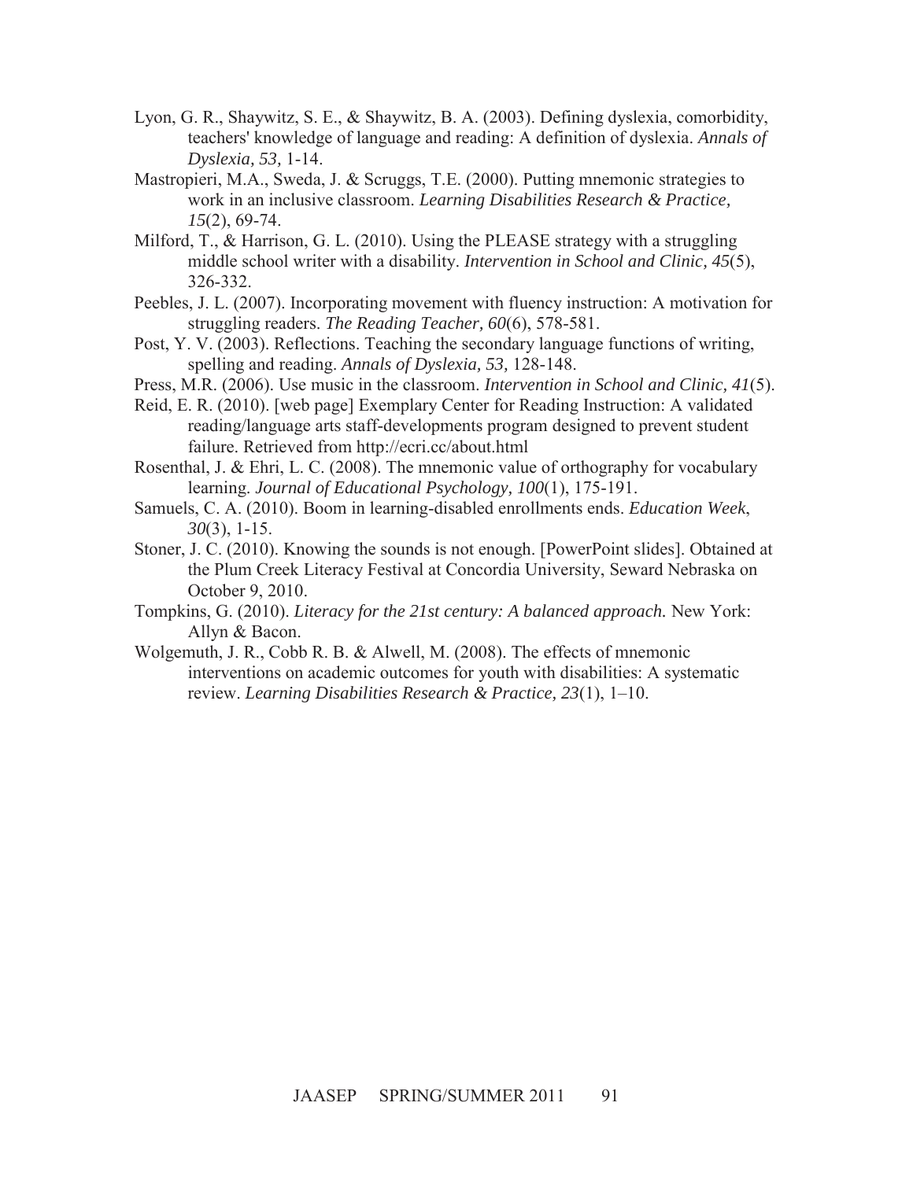Lyon, G. R., Shaywitz, S. E., & Shaywitz, B. A. (2003). Defining dyslexia, comorbidity, teachers' knowledge of language and reading: A definition of dyslexia. *Annals of Dyslexia, 53,* 1-14.

Mastropieri, M.A., Sweda, J. & Scruggs, T.E. (2000). Putting mnemonic strategies to work in an inclusive classroom. *Learning Disabilities Research & Practice, 15*(2), 69-74.

Milford, T., & Harrison, G. L. (2010). Using the PLEASE strategy with a struggling middle school writer with a disability. *Intervention in School and Clinic, 45*(5), 326-332.

Peebles, J. L. (2007). Incorporating movement with fluency instruction: A motivation for struggling readers. *The Reading Teacher, 60*(6), 578-581.

Post, Y. V. (2003). Reflections. Teaching the secondary language functions of writing, spelling and reading. *Annals of Dyslexia, 53*, 128-148.

Press, M.R. (2006). Use music in the classroom. *Intervention in School and Clinic, 41*(5).

Reid, E. R. (2010). [web page] Exemplary Center for Reading Instruction: A validated reading/language arts staff-developments program designed to prevent student failure. Retrieved from http://ecri.cc/about.html

Rosenthal, J. & Ehri, L. C. (2008). The mnemonic value of orthography for vocabulary learning. *Journal of Educational Psychology, 100*(1), 175-191.

Samuels, C. A. (2010). Boom in learning-disabled enrollments ends. *Education Week*, *30*(3), 1-15.

Stoner, J. C. (2010). Knowing the sounds is not enough. [PowerPoint slides]. Obtained at the Plum Creek Literacy Festival at Concordia University, Seward Nebraska on October 9, 2010.

Tompkins, G. (2010). *Literacy for the 21st century: A balanced approach.* New York: Allyn & Bacon.

Wolgemuth, J. R., Cobb R. B. & Alwell, M. (2008). The effects of mnemonic interventions on academic outcomes for youth with disabilities: A systematic review. *Learning Disabilities Research & Practice, 23*(1), 1–10.